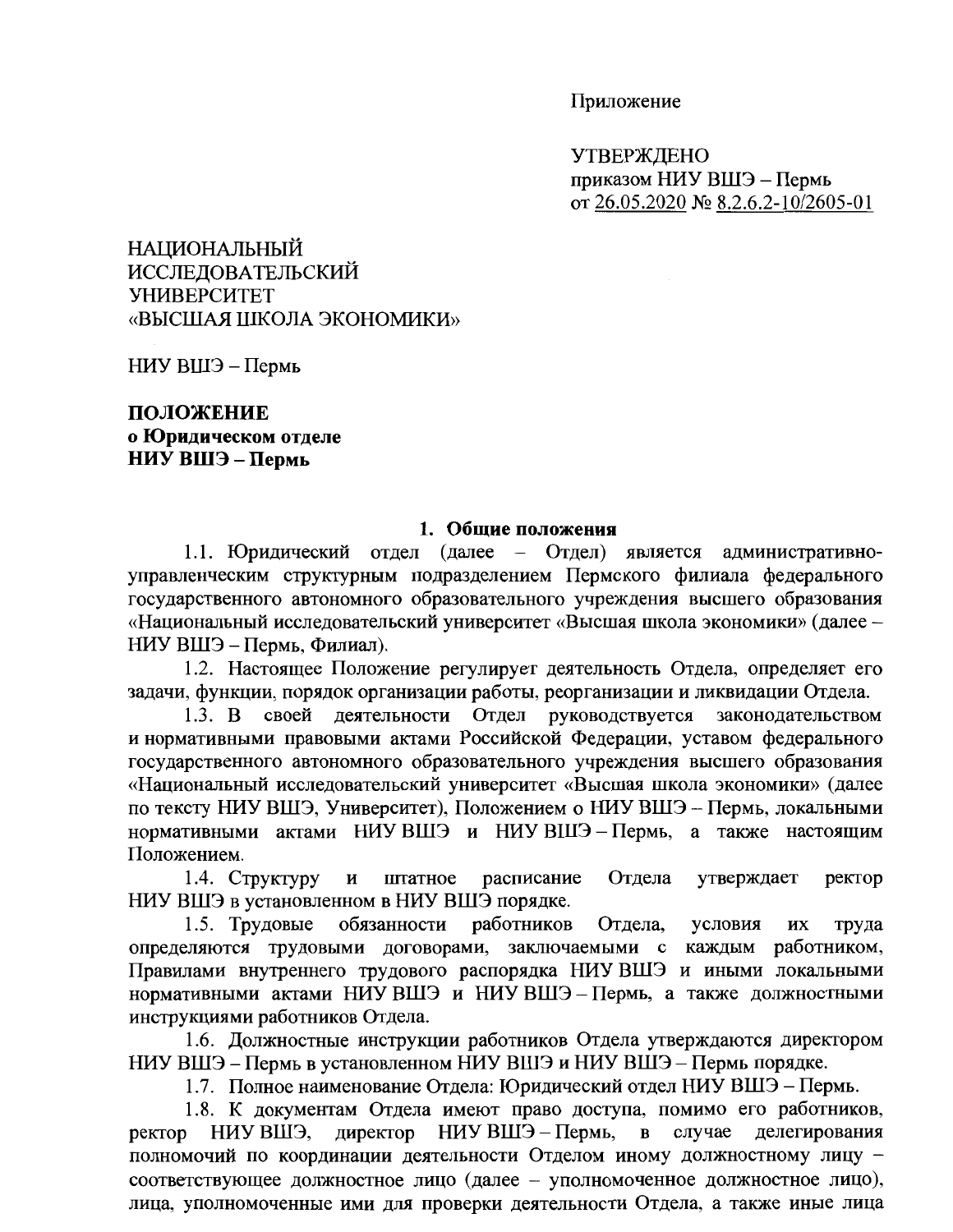Приложение

УТВЕРЖДЕНО
приказом НИУ ВШЭ – Пермь
от 26.05.2020 № 8.2.6.2-10/2605-01

НАЦИОНАЛЬНЫЙ
ИССЛЕДОВАТЕЛЬСКИЙ
УНИВЕРСИТЕТ
«ВЫСШАЯ ШКОЛА ЭКОНОМИКИ»

НИУ ВШЭ – Пермь

**ПОЛОЖЕНИЕ**
**о Юридическом отделе**
**НИУ ВШЭ – Пермь**

## 1. Общие положения

1.1. Юридический отдел (далее – Отдел) является административно-управленческим структурным подразделением Пермского филиала федерального государственного автономного образовательного учреждения высшего образования «Национальный исследовательский университет «Высшая школа экономики» (далее – НИУ ВШЭ – Пермь, Филиал).

1.2. Настоящее Положение регулирует деятельность Отдела, определяет его задачи, функции, порядок организации работы, реорганизации и ликвидации Отдела.

1.3. В своей деятельности Отдел руководствуется законодательством и нормативными правовыми актами Российской Федерации, уставом федерального государственного автономного образовательного учреждения высшего образования «Национальный исследовательский университет «Высшая школа экономики» (далее по тексту НИУ ВШЭ, Университет), Положением о НИУ ВШЭ – Пермь, локальными нормативными актами НИУ ВШЭ и НИУ ВШЭ – Пермь, а также настоящим Положением.

1.4. Структуру и штатное расписание Отдела утверждает ректор НИУ ВШЭ в установленном в НИУ ВШЭ порядке.

1.5. Трудовые обязанности работников Отдела, условия их труда определяются трудовыми договорами, заключаемыми с каждым работником, Правилами внутреннего трудового распорядка НИУ ВШЭ и иными локальными нормативными актами НИУ ВШЭ и НИУ ВШЭ – Пермь, а также должностными инструкциями работников Отдела.

1.6. Должностные инструкции работников Отдела утверждаются директором НИУ ВШЭ – Пермь в установленном НИУ ВШЭ и НИУ ВШЭ – Пермь порядке.

1.7. Полное наименование Отдела: Юридический отдел НИУ ВШЭ – Пермь.

1.8. К документам Отдела имеют право доступа, помимо его работников, ректор НИУ ВШЭ, директор НИУ ВШЭ – Пермь, в случае делегирования полномочий по координации деятельности Отделом иному должностному лицу – соответствующее должностное лицо (далее – уполномоченное должностное лицо), лица, уполномоченные ими для проверки деятельности Отдела, а также иные лица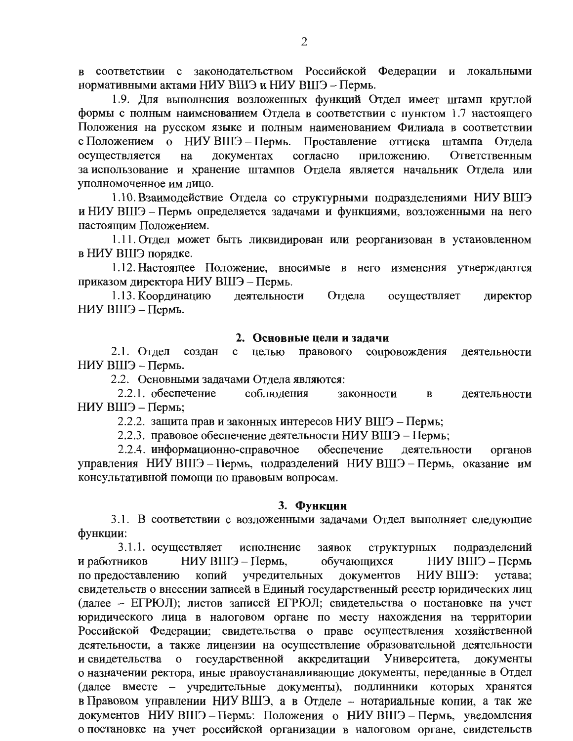в соответствии с законодательством Российской Федерации и локальными нормативными актами НИУ ВШЭ и НИУ ВШЭ – Пермь.

1.9. Для выполнения возложенных функций Отдел имеет штамп круглой формы с полным наименованием Отдела в соответствии с пунктом 1.7 настоящего Положения на русском языке и полным наименованием Филиала в соответствии с Положением о НИУ ВШЭ – Пермь. Проставление оттиска штампа Отдела осуществляется на документах согласно приложению. Ответственным за использование и хранение штампов Отдела является начальник Отдела или уполномоченное им лицо.

1.10. Взаимодействие Отдела со структурными подразделениями НИУ ВШЭ и НИУ ВШЭ – Пермь определяется задачами и функциями, возложенными на него настоящим Положением.

1.11. Отдел может быть ликвидирован или реорганизован в установленном в НИУ ВШЭ порядке.

1.12. Настоящее Положение, вносимые в него изменения утверждаются приказом директора НИУ ВШЭ – Пермь.

1.13. Координацию деятельности Отдела осуществляет директор НИУ ВШЭ – Пермь.

## 2. Основные цели и задачи

2.1. Отдел создан с целью правового сопровождения деятельности НИУ ВШЭ – Пермь.

2.2. Основными задачами Отдела являются:

2.2.1. обеспечение соблюдения законности в деятельности НИУ ВШЭ – Пермь;

2.2.2. защита прав и законных интересов НИУ ВШЭ – Пермь;

2.2.3. правовое обеспечение деятельности НИУ ВШЭ – Пермь;

2.2.4. информационно-справочное обеспечение деятельности органов управления НИУ ВШЭ – Пермь, подразделений НИУ ВШЭ – Пермь, оказание им консультативной помощи по правовым вопросам.

## 3. Функции

3.1. В соответствии с возложенными задачами Отдел выполняет следующие функции:

3.1.1. осуществляет исполнение заявок структурных подразделений и работников НИУ ВШЭ – Пермь, обучающихся НИУ ВШЭ – Пермь по предоставлению копий учредительных документов НИУ ВШЭ: устава; свидетельств о внесении записей в Единый государственный реестр юридических лиц (далее – ЕГРЮЛ); листов записей ЕГРЮЛ; свидетельства о постановке на учет юридического лица в налоговом органе по месту нахождения на территории Российской Федерации; свидетельства о праве осуществления хозяйственной деятельности, а также лицензии на осуществление образовательной деятельности и свидетельства о государственной аккредитации Университета, документы о назначении ректора, иные правоустанавливающие документы, переданные в Отдел (далее вместе – учредительные документы), подлинники которых хранятся в Правовом управлении НИУ ВШЭ, а в Отделе – нотариальные копии, а так же документов НИУ ВШЭ – Пермь: Положения о НИУ ВШЭ – Пермь, уведомления о постановке на учет российской организации в налоговом органе, свидетельств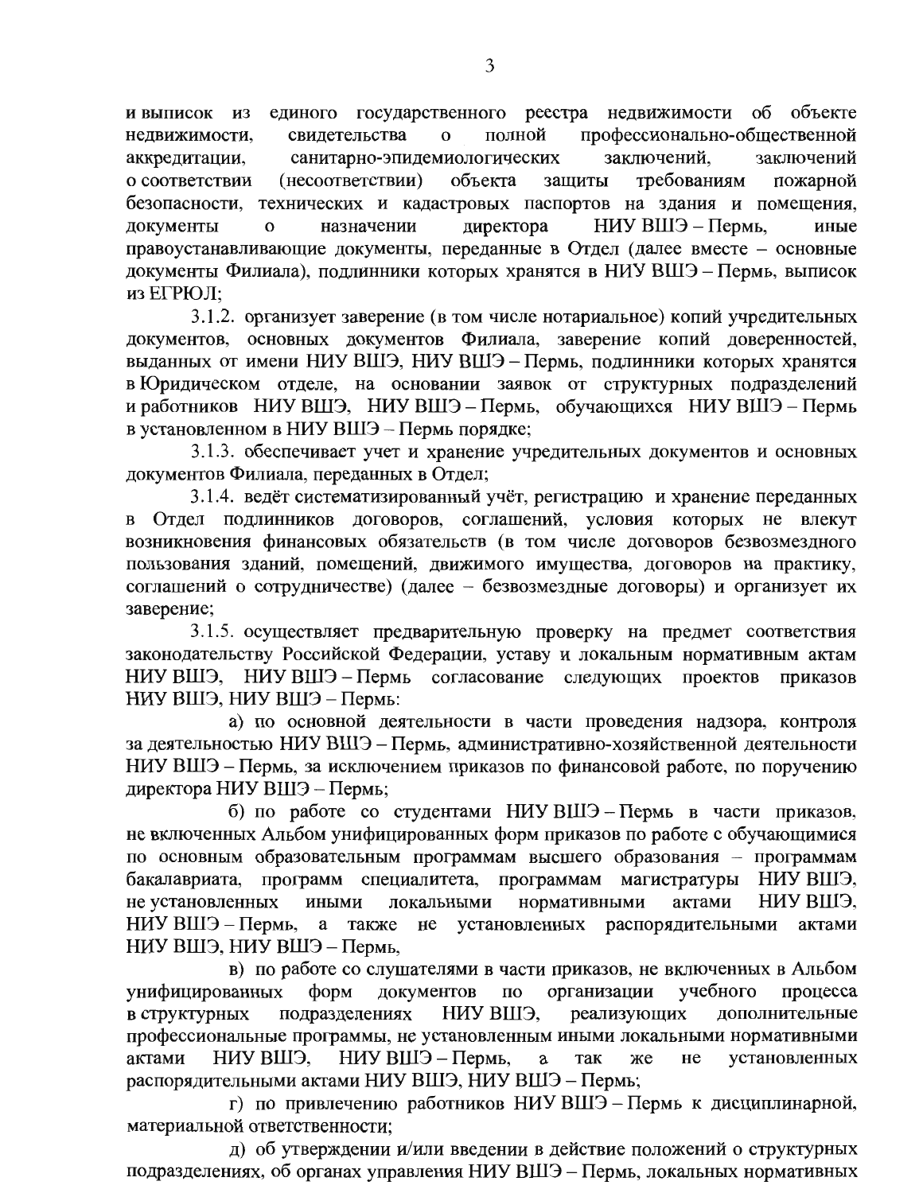и выписок из единого государственного реестра недвижимости об объекте недвижимости, свидетельства о полной профессионально-общественной аккредитации, санитарно-эпидемиологических заключений, заключений о соответствии (несоответствии) объекта защиты требованиям пожарной безопасности, технических и кадастровых паспортов на здания и помещения, документы о назначении директора НИУ ВШЭ – Пермь, иные правоустанавливающие документы, переданные в Отдел (далее вместе – основные документы Филиала), подлинники которых хранятся в НИУ ВШЭ – Пермь, выписок из ЕГРЮЛ;

3.1.2. организует заверение (в том числе нотариальное) копий учредительных документов, основных документов Филиала, заверение копий доверенностей, выданных от имени НИУ ВШЭ, НИУ ВШЭ – Пермь, подлинники которых хранятся в Юридическом отделе, на основании заявок от структурных подразделений и работников НИУ ВШЭ, НИУ ВШЭ – Пермь, обучающихся НИУ ВШЭ – Пермь в установленном в НИУ ВШЭ – Пермь порядке;

3.1.3. обеспечивает учет и хранение учредительных документов и основных документов Филиала, переданных в Отдел;

3.1.4. ведёт систематизированный учёт, регистрацию и хранение переданных в Отдел подлинников договоров, соглашений, условия которых не влекут возникновения финансовых обязательств (в том числе договоров безвозмездного пользования зданий, помещений, движимого имущества, договоров на практику, соглашений о сотрудничестве) (далее – безвозмездные договоры) и организует их заверение;

3.1.5. осуществляет предварительную проверку на предмет соответствия законодательству Российской Федерации, уставу и локальным нормативным актам НИУ ВШЭ, НИУ ВШЭ – Пермь согласование следующих проектов приказов НИУ ВШЭ, НИУ ВШЭ – Пермь:

а) по основной деятельности в части проведения надзора, контроля за деятельностью НИУ ВШЭ – Пермь, административно-хозяйственной деятельности НИУ ВШЭ – Пермь, за исключением приказов по финансовой работе, по поручению директора НИУ ВШЭ – Пермь;

б) по работе со студентами НИУ ВШЭ – Пермь в части приказов, не включенных Альбом унифицированных форм приказов по работе с обучающимися по основным образовательным программам высшего образования – программам бакалавриата, программ специалитета, программам магистратуры НИУ ВШЭ, не установленных иными локальными нормативными актами НИУ ВШЭ, НИУ ВШЭ – Пермь, а также не установленных распорядительными актами НИУ ВШЭ, НИУ ВШЭ – Пермь,

в) по работе со слушателями в части приказов, не включенных в Альбом унифицированных форм документов по организации учебного процесса в структурных подразделениях НИУ ВШЭ, реализующих дополнительные профессиональные программы, не установленным иными локальными нормативными актами НИУ ВШЭ, НИУ ВШЭ – Пермь, а так же не установленных распорядительными актами НИУ ВШЭ, НИУ ВШЭ – Пермь;

г) по привлечению работников НИУ ВШЭ – Пермь к дисциплинарной, материальной ответственности;

д) об утверждении и/или введении в действие положений о структурных подразделениях, об органах управления НИУ ВШЭ – Пермь, локальных нормативных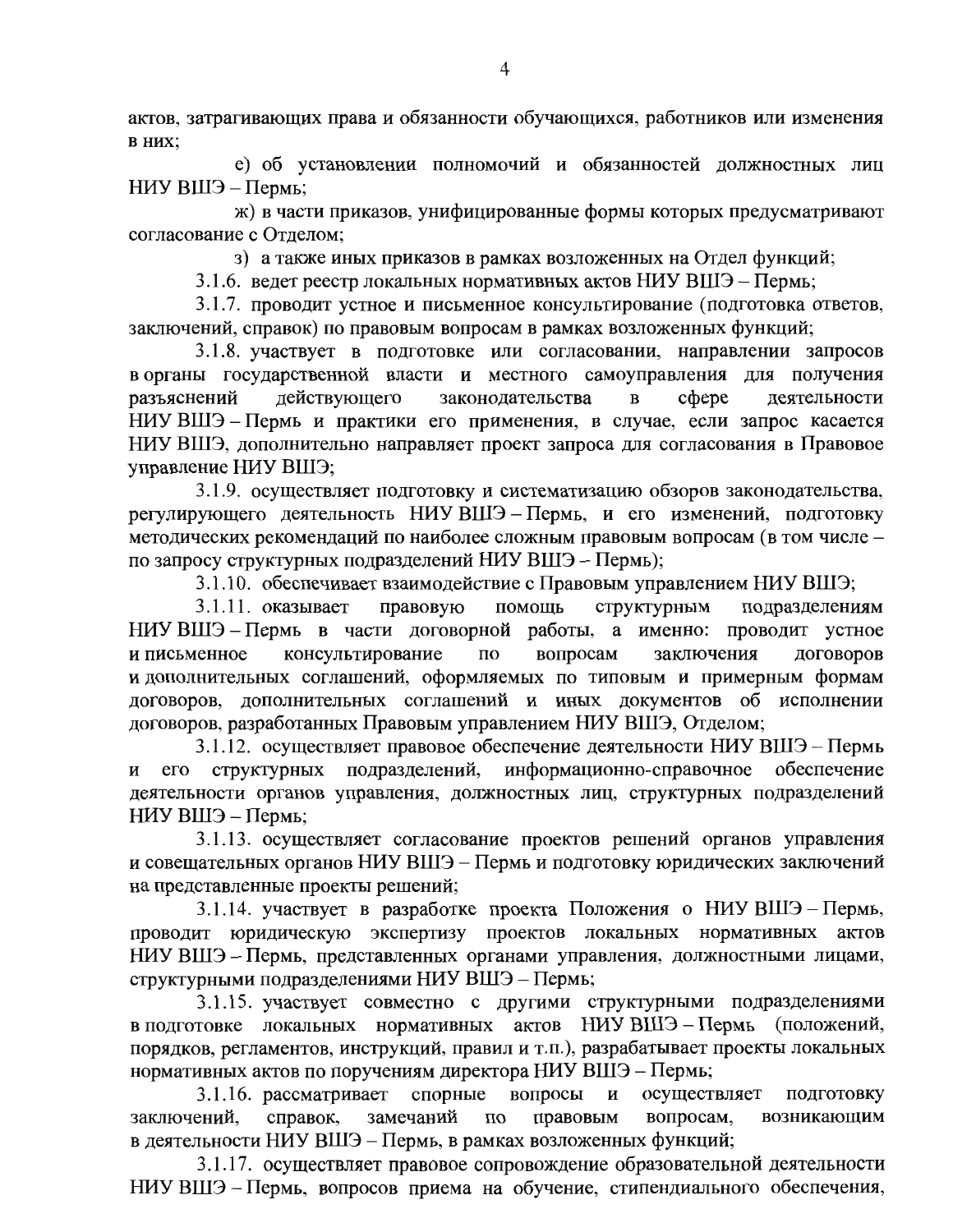актов, затрагивающих права и обязанности обучающихся, работников или изменения в них;

е) об установлении полномочий и обязанностей должностных лиц НИУ ВШЭ – Пермь;

ж) в части приказов, унифицированные формы которых предусматривают согласование с Отделом;

з) а также иных приказов в рамках возложенных на Отдел функций;

3.1.6. ведет реестр локальных нормативных актов НИУ ВШЭ – Пермь;

3.1.7. проводит устное и письменное консультирование (подготовка ответов, заключений, справок) по правовым вопросам в рамках возложенных функций;

3.1.8. участвует в подготовке или согласовании, направлении запросов в органы государственной власти и местного самоуправления для получения разъяснений действующего законодательства в сфере деятельности НИУ ВШЭ – Пермь и практики его применения, в случае, если запрос касается НИУ ВШЭ, дополнительно направляет проект запроса для согласования в Правовое управление НИУ ВШЭ;

3.1.9. осуществляет подготовку и систематизацию обзоров законодательства, регулирующего деятельность НИУ ВШЭ – Пермь, и его изменений, подготовку методических рекомендаций по наиболее сложным правовым вопросам (в том числе – по запросу структурных подразделений НИУ ВШЭ – Пермь);

3.1.10. обеспечивает взаимодействие с Правовым управлением НИУ ВШЭ;

3.1.11. оказывает правовую помощь структурным подразделениям НИУ ВШЭ – Пермь в части договорной работы, а именно: проводит устное и письменное консультирование по вопросам заключения договоров и дополнительных соглашений, оформляемых по типовым и примерным формам договоров, дополнительных соглашений и иных документов об исполнении договоров, разработанных Правовым управлением НИУ ВШЭ, Отделом;

3.1.12. осуществляет правовое обеспечение деятельности НИУ ВШЭ – Пермь и его структурных подразделений, информационно-справочное обеспечение деятельности органов управления, должностных лиц, структурных подразделений НИУ ВШЭ – Пермь;

3.1.13. осуществляет согласование проектов решений органов управления и совещательных органов НИУ ВШЭ – Пермь и подготовку юридических заключений на представленные проекты решений;

3.1.14. участвует в разработке проекта Положения о НИУ ВШЭ – Пермь, проводит юридическую экспертизу проектов локальных нормативных актов НИУ ВШЭ – Пермь, представленных органами управления, должностными лицами, структурными подразделениями НИУ ВШЭ – Пермь;

3.1.15. участвует совместно с другими структурными подразделениями в подготовке локальных нормативных актов НИУ ВШЭ – Пермь (положений, порядков, регламентов, инструкций, правил и т.п.), разрабатывает проекты локальных нормативных актов по поручениям директора НИУ ВШЭ – Пермь;

3.1.16. рассматривает спорные вопросы и осуществляет подготовку заключений, справок, замечаний по правовым вопросам, возникающим в деятельности НИУ ВШЭ – Пермь, в рамках возложенных функций;

3.1.17. осуществляет правовое сопровождение образовательной деятельности НИУ ВШЭ – Пермь, вопросов приема на обучение, стипендиального обеспечения,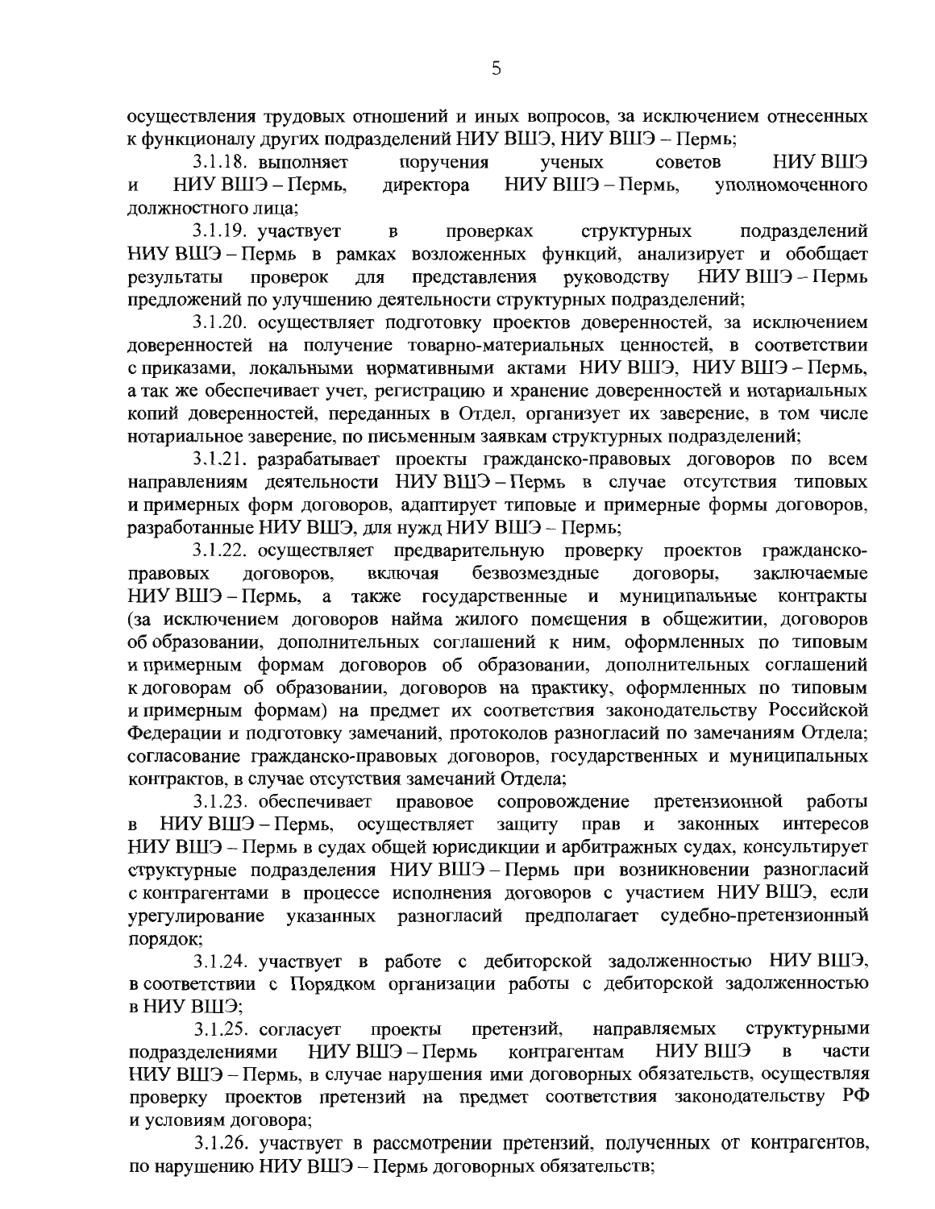осуществления трудовых отношений и иных вопросов, за исключением отнесенных к функционалу других подразделений НИУ ВШЭ, НИУ ВШЭ – Пермь;

3.1.18. выполняет поручения ученых советов НИУ ВШЭ и НИУ ВШЭ – Пермь, директора НИУ ВШЭ – Пермь, уполномоченного должностного лица;

3.1.19. участвует в проверках структурных подразделений НИУ ВШЭ – Пермь в рамках возложенных функций, анализирует и обобщает результаты проверок для представления руководству НИУ ВШЭ – Пермь предложений по улучшению деятельности структурных подразделений;

3.1.20. осуществляет подготовку проектов доверенностей, за исключением доверенностей на получение товарно-материальных ценностей, в соответствии с приказами, локальными нормативными актами НИУ ВШЭ, НИУ ВШЭ – Пермь, а так же обеспечивает учет, регистрацию и хранение доверенностей и нотариальных копий доверенностей, переданных в Отдел, организует их заверение, в том числе нотариальное заверение, по письменным заявкам структурных подразделений;

3.1.21. разрабатывает проекты гражданско-правовых договоров по всем направлениям деятельности НИУ ВШЭ – Пермь в случае отсутствия типовых и примерных форм договоров, адаптирует типовые и примерные формы договоров, разработанные НИУ ВШЭ, для нужд НИУ ВШЭ – Пермь;

3.1.22. осуществляет предварительную проверку проектов гражданско-правовых договоров, включая безвозмездные договоры, заключаемые НИУ ВШЭ – Пермь, а также государственные и муниципальные контракты (за исключением договоров найма жилого помещения в общежитии, договоров об образовании, дополнительных соглашений к ним, оформленных по типовым и примерным формам договоров об образовании, дополнительных соглашений к договорам об образовании, договоров на практику, оформленных по типовым и примерным формам) на предмет их соответствия законодательству Российской Федерации и подготовку замечаний, протоколов разногласий по замечаниям Отдела; согласование гражданско-правовых договоров, государственных и муниципальных контрактов, в случае отсутствия замечаний Отдела;

3.1.23. обеспечивает правовое сопровождение претензионной работы в НИУ ВШЭ – Пермь, осуществляет защиту прав и законных интересов НИУ ВШЭ – Пермь в судах общей юрисдикции и арбитражных судах, консультирует структурные подразделения НИУ ВШЭ – Пермь при возникновении разногласий с контрагентами в процессе исполнения договоров с участием НИУ ВШЭ, если урегулирование указанных разногласий предполагает судебно-претензионный порядок;

3.1.24. участвует в работе с дебиторской задолженностью НИУ ВШЭ, в соответствии с Порядком организации работы с дебиторской задолженностью в НИУ ВШЭ;

3.1.25. согласует проекты претензий, направляемых структурными подразделениями НИУ ВШЭ – Пермь контрагентам НИУ ВШЭ в части НИУ ВШЭ – Пермь, в случае нарушения ими договорных обязательств, осуществляя проверку проектов претензий на предмет соответствия законодательству РФ и условиям договора;

3.1.26. участвует в рассмотрении претензий, полученных от контрагентов, по нарушению НИУ ВШЭ – Пермь договорных обязательств;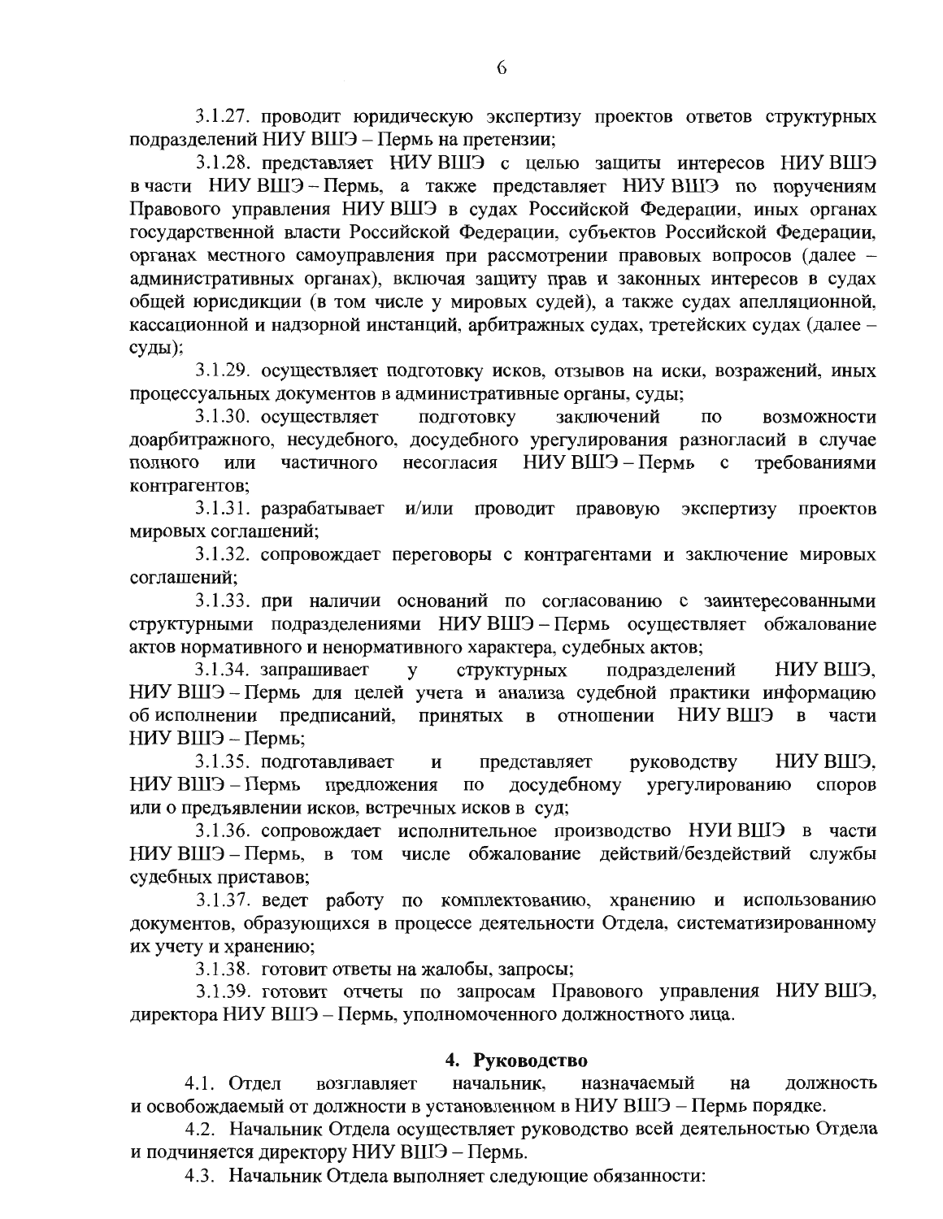3.1.27. проводит юридическую экспертизу проектов ответов структурных подразделений НИУ ВШЭ – Пермь на претензии;

3.1.28. представляет НИУ ВШЭ с целью защиты интересов НИУ ВШЭ в части НИУ ВШЭ – Пермь, а также представляет НИУ ВШЭ по поручениям Правового управления НИУ ВШЭ в судах Российской Федерации, иных органах государственной власти Российской Федерации, субъектов Российской Федерации, органах местного самоуправления при рассмотрении правовых вопросов (далее – административных органах), включая защиту прав и законных интересов в судах общей юрисдикции (в том числе у мировых судей), а также судах апелляционной, кассационной и надзорной инстанций, арбитражных судах, третейских судах (далее – суды);

3.1.29. осуществляет подготовку исков, отзывов на иски, возражений, иных процессуальных документов в административные органы, суды;

3.1.30. осуществляет подготовку заключений по возможности доарбитражного, несудебного, досудебного урегулирования разногласий в случае полного или частичного несогласия НИУ ВШЭ – Пермь с требованиями контрагентов;

3.1.31. разрабатывает и/или проводит правовую экспертизу проектов мировых соглашений;

3.1.32. сопровождает переговоры с контрагентами и заключение мировых соглашений;

3.1.33. при наличии оснований по согласованию с заинтересованными структурными подразделениями НИУ ВШЭ – Пермь осуществляет обжалование актов нормативного и ненормативного характера, судебных актов;

3.1.34. запрашивает у структурных подразделений НИУ ВШЭ, НИУ ВШЭ – Пермь для целей учета и анализа судебной практики информацию об исполнении предписаний, принятых в отношении НИУ ВШЭ в части НИУ ВШЭ – Пермь;

3.1.35. подготавливает и представляет руководству НИУ ВШЭ, НИУ ВШЭ – Пермь предложения по досудебному урегулированию споров или о предъявлении исков, встречных исков в суд;

3.1.36. сопровождает исполнительное производство НУИ ВШЭ в части НИУ ВШЭ – Пермь, в том числе обжалование действий/бездействий службы судебных приставов;

3.1.37. ведет работу по комплектованию, хранению и использованию документов, образующихся в процессе деятельности Отдела, систематизированному их учету и хранению;

3.1.38. готовит ответы на жалобы, запросы;

3.1.39. готовит отчеты по запросам Правового управления НИУ ВШЭ, директора НИУ ВШЭ – Пермь, уполномоченного должностного лица.

## 4. Руководство

4.1. Отдел возглавляет начальник, назначаемый на должность и освобождаемый от должности в установленном в НИУ ВШЭ – Пермь порядке.

4.2. Начальник Отдела осуществляет руководство всей деятельностью Отдела и подчиняется директору НИУ ВШЭ – Пермь.

4.3. Начальник Отдела выполняет следующие обязанности: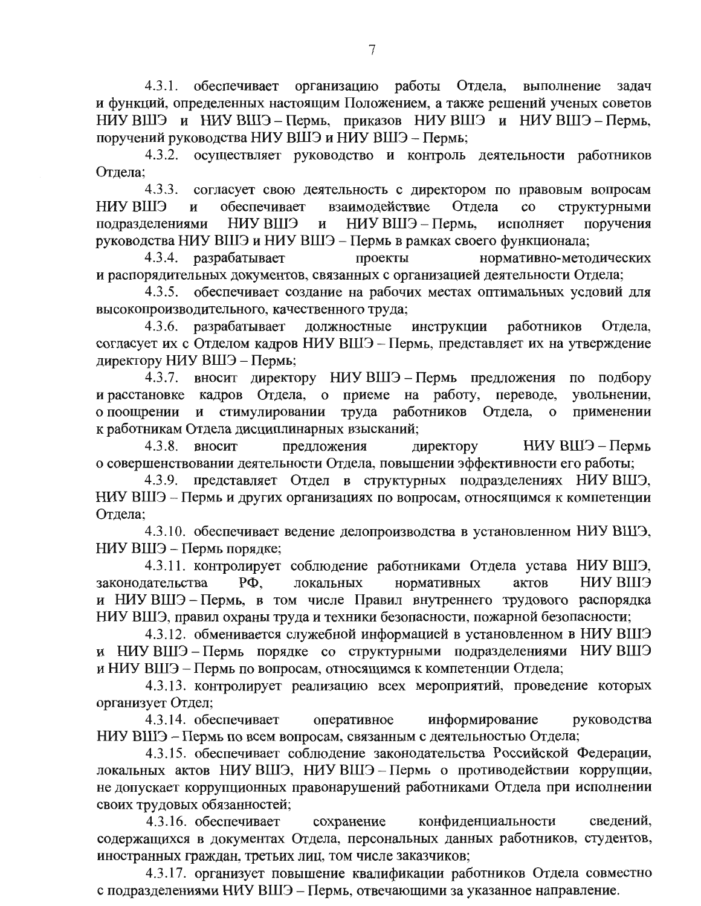4.3.1. обеспечивает организацию работы Отдела, выполнение задач и функций, определенных настоящим Положением, а также решений ученых советов НИУ ВШЭ и НИУ ВШЭ – Пермь, приказов НИУ ВШЭ и НИУ ВШЭ – Пермь, поручений руководства НИУ ВШЭ и НИУ ВШЭ – Пермь;

4.3.2. осуществляет руководство и контроль деятельности работников Отдела;

4.3.3. согласует свою деятельность с директором по правовым вопросам НИУ ВШЭ и обеспечивает взаимодействие Отдела со структурными подразделениями НИУ ВШЭ и НИУ ВШЭ – Пермь, исполняет поручения руководства НИУ ВШЭ и НИУ ВШЭ – Пермь в рамках своего функционала;

4.3.4. разрабатывает проекты нормативно-методических и распорядительных документов, связанных с организацией деятельности Отдела;

4.3.5. обеспечивает создание на рабочих местах оптимальных условий для высокопроизводительного, качественного труда;

4.3.6. разрабатывает должностные инструкции работников Отдела, согласует их с Отделом кадров НИУ ВШЭ – Пермь, представляет их на утверждение директору НИУ ВШЭ – Пермь;

4.3.7. вносит директору НИУ ВШЭ – Пермь предложения по подбору и расстановке кадров Отдела, о приеме на работу, переводе, увольнении, о поощрении и стимулировании труда работников Отдела, о применении к работникам Отдела дисциплинарных взысканий;

4.3.8. вносит предложения директору НИУ ВШЭ – Пермь о совершенствовании деятельности Отдела, повышении эффективности его работы;

4.3.9. представляет Отдел в структурных подразделениях НИУ ВШЭ, НИУ ВШЭ – Пермь и других организациях по вопросам, относящимся к компетенции Отдела;

4.3.10. обеспечивает ведение делопроизводства в установленном НИУ ВШЭ, НИУ ВШЭ – Пермь порядке;

4.3.11. контролирует соблюдение работниками Отдела устава НИУ ВШЭ, законодательства РФ, локальных нормативных актов НИУ ВШЭ и НИУ ВШЭ – Пермь, в том числе Правил внутреннего трудового распорядка НИУ ВШЭ, правил охраны труда и техники безопасности, пожарной безопасности;

4.3.12. обменивается служебной информацией в установленном в НИУ ВШЭ и НИУ ВШЭ – Пермь порядке со структурными подразделениями НИУ ВШЭ и НИУ ВШЭ – Пермь по вопросам, относящимся к компетенции Отдела;

4.3.13. контролирует реализацию всех мероприятий, проведение которых организует Отдел;

4.3.14. обеспечивает оперативное информирование руководства НИУ ВШЭ – Пермь по всем вопросам, связанным с деятельностью Отдела;

4.3.15. обеспечивает соблюдение законодательства Российской Федерации, локальных актов НИУ ВШЭ, НИУ ВШЭ – Пермь о противодействии коррупции, не допускает коррупционных правонарушений работниками Отдела при исполнении своих трудовых обязанностей;

4.3.16. обеспечивает сохранение конфиденциальности сведений, содержащихся в документах Отдела, персональных данных работников, студентов, иностранных граждан, третьих лиц, том числе заказчиков;

4.3.17. организует повышение квалификации работников Отдела совместно с подразделениями НИУ ВШЭ – Пермь, отвечающими за указанное направление.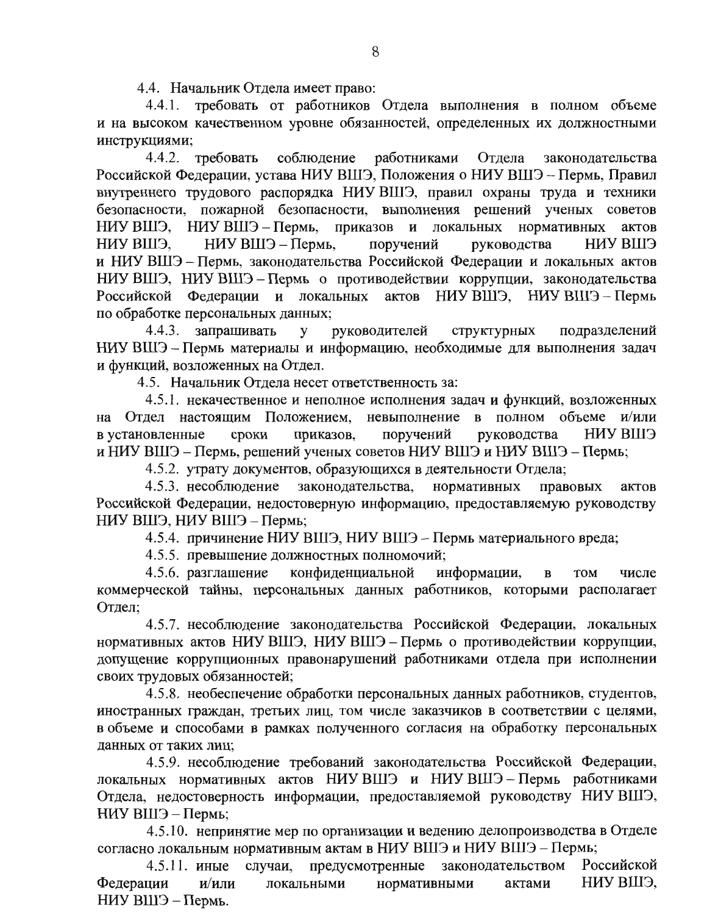4.4. Начальник Отдела имеет право:

4.4.1. требовать от работников Отдела выполнения в полном объеме и на высоком качественном уровне обязанностей, определенных их должностными инструкциями;

4.4.2. требовать соблюдение работниками Отдела законодательства Российской Федерации, устава НИУ ВШЭ, Положения о НИУ ВШЭ – Пермь, Правил внутреннего трудового распорядка НИУ ВШЭ, правил охраны труда и техники безопасности, пожарной безопасности, выполнения решений ученых советов НИУ ВШЭ, НИУ ВШЭ – Пермь, приказов и локальных нормативных актов НИУ ВШЭ, НИУ ВШЭ – Пермь, поручений руководства НИУ ВШЭ и НИУ ВШЭ – Пермь, законодательства Российской Федерации и локальных актов НИУ ВШЭ, НИУ ВШЭ – Пермь о противодействии коррупции, законодательства Российской Федерации и локальных актов НИУ ВШЭ, НИУ ВШЭ – Пермь по обработке персональных данных;

4.4.3. запрашивать у руководителей структурных подразделений НИУ ВШЭ – Пермь материалы и информацию, необходимые для выполнения задач и функций, возложенных на Отдел.

4.5. Начальник Отдела несет ответственность за:

4.5.1. некачественное и неполное исполнения задач и функций, возложенных на Отдел настоящим Положением, невыполнение в полном объеме и/или в установленные сроки приказов, поручений руководства НИУ ВШЭ и НИУ ВШЭ – Пермь, решений ученых советов НИУ ВШЭ и НИУ ВШЭ – Пермь;

4.5.2. утрату документов, образующихся в деятельности Отдела;

4.5.3. несоблюдение законодательства, нормативных правовых актов Российской Федерации, недостоверную информацию, предоставляемую руководству НИУ ВШЭ, НИУ ВШЭ – Пермь;

4.5.4. причинение НИУ ВШЭ, НИУ ВШЭ – Пермь материального вреда;

4.5.5. превышение должностных полномочий;

4.5.6. разглашение конфиденциальной информации, в том числе коммерческой тайны, персональных данных работников, которыми располагает Отдел;

4.5.7. несоблюдение законодательства Российской Федерации, локальных нормативных актов НИУ ВШЭ, НИУ ВШЭ – Пермь о противодействии коррупции, допущение коррупционных правонарушений работниками отдела при исполнении своих трудовых обязанностей;

4.5.8. необеспечение обработки персональных данных работников, студентов, иностранных граждан, третьих лиц, том числе заказчиков в соответствии с целями, в объеме и способами в рамках полученного согласия на обработку персональных данных от таких лиц;

4.5.9. несоблюдение требований законодательства Российской Федерации, локальных нормативных актов НИУ ВШЭ и НИУ ВШЭ – Пермь работниками Отдела, недостоверность информации, предоставляемой руководству НИУ ВШЭ, НИУ ВШЭ – Пермь;

4.5.10. непринятие мер по организации и ведению делопроизводства в Отделе согласно локальным нормативным актам в НИУ ВШЭ и НИУ ВШЭ – Пермь;

4.5.11. иные случаи, предусмотренные законодательством Российской Федерации и/или локальными нормативными актами НИУ ВШЭ, НИУ ВШЭ – Пермь.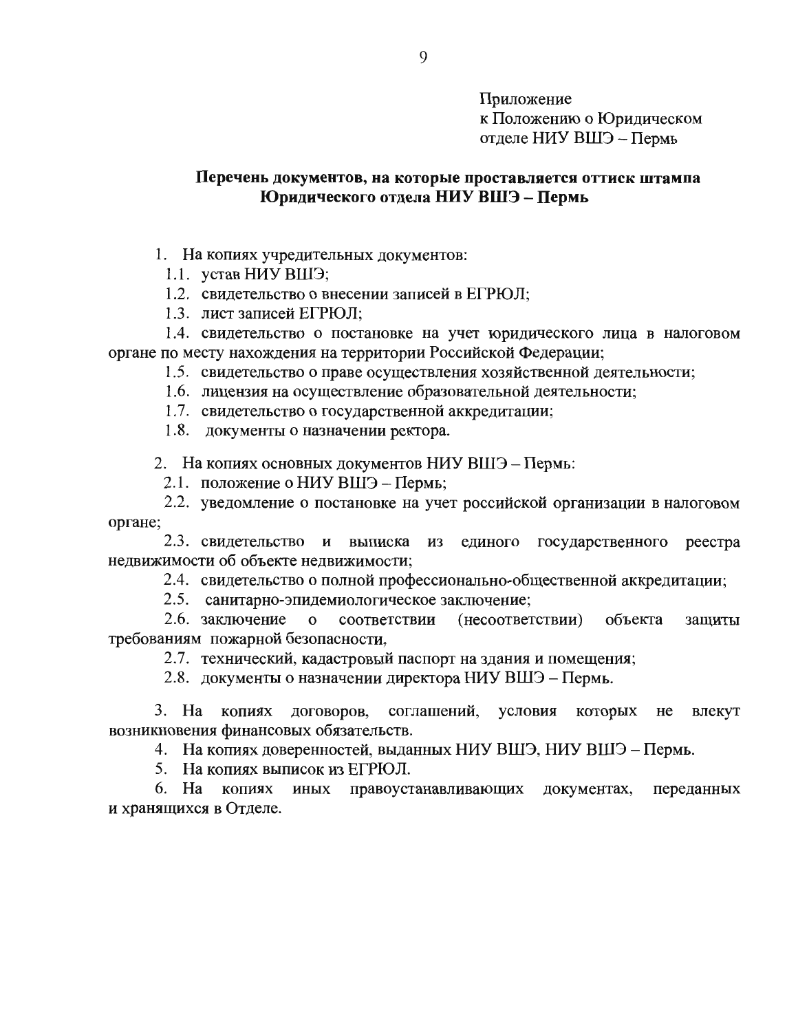Приложение
к Положению о Юридическом
отделе НИУ ВШЭ – Пермь

**Перечень документов, на которые проставляется оттиск штампа Юридического отдела НИУ ВШЭ – Пермь**

1. На копиях учредительных документов:
   1.1. устав НИУ ВШЭ;
   1.2. свидетельство о внесении записей в ЕГРЮЛ;
   1.3. лист записей ЕГРЮЛ;
   1.4. свидетельство о постановке на учет юридического лица в налоговом органе по месту нахождения на территории Российской Федерации;
   1.5. свидетельство о праве осуществления хозяйственной деятельности;
   1.6. лицензия на осуществление образовательной деятельности;
   1.7. свидетельство о государственной аккредитации;
   1.8. документы о назначении ректора.

2. На копиях основных документов НИУ ВШЭ – Пермь:
   2.1. положение о НИУ ВШЭ – Пермь;
   2.2. уведомление о постановке на учет российской организации в налоговом органе;
   2.3. свидетельство и выписка из единого государственного реестра недвижимости об объекте недвижимости;
   2.4. свидетельство о полной профессионально-общественной аккредитации;
   2.5. санитарно-эпидемиологическое заключение;
   2.6. заключение о соответствии (несоответствии) объекта защиты требованиям пожарной безопасности,
   2.7. технический, кадастровый паспорт на здания и помещения;
   2.8. документы о назначении директора НИУ ВШЭ – Пермь.

3. На копиях договоров, соглашений, условия которых не влекут возникновения финансовых обязательств.
4. На копиях доверенностей, выданных НИУ ВШЭ, НИУ ВШЭ – Пермь.
5. На копиях выписок из ЕГРЮЛ.
6. На копиях иных правоустанавливающих документах, переданных и хранящихся в Отделе.